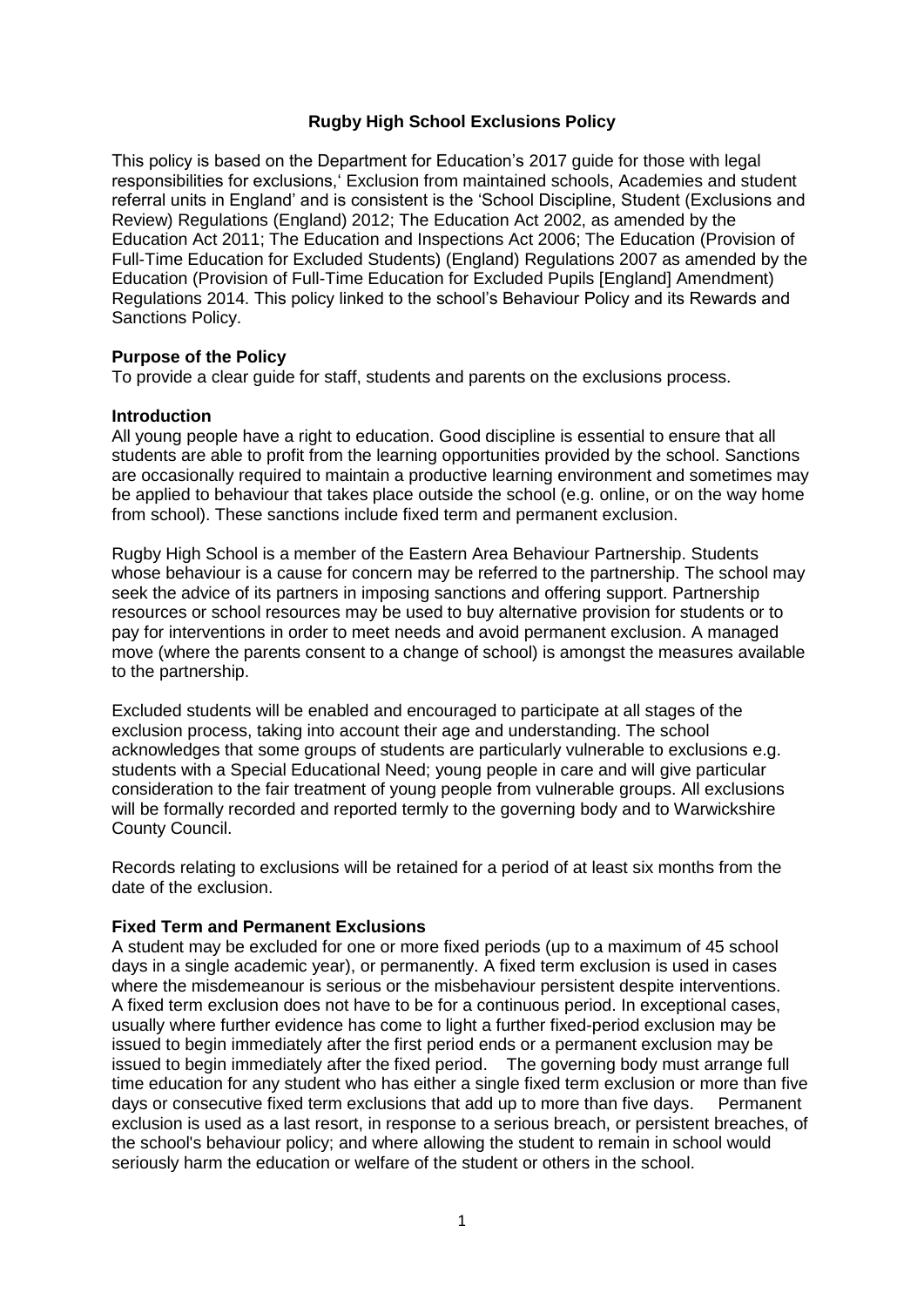# Rugby High School Exclusions Policy

This policy is based on the Department for Education's 2017 guide for those with legal responsibilities for exclusions,' Exclusion from maintained schools, Academies and student referral units in England' and is consistent is the 'School Discipline, Student (Exclusions and Review) Regulations (England) 2012; The Education Act 2002, as amended by the Education Act 2011; The Education and Inspections Act 2006; The Education (Provision of Full-Time Education for Excluded Students) (England) Regulations 2007 as amended by the Education (Provision of Full-Time Education for Excluded Pupils [England] Amendment) Regulations 2014. This policy linked to the school's Behaviour Policy and its Rewards and Sanctions Policy.

**Purpose of the Policy**

To provide a clear guide for staff, students and parents on the exclusions process.

**Introduction**

All young people have a right to education. Good discipline is essential to ensure that all students are able to profit from the learning opportunities provided by the school. Sanctions are occasionally required to maintain a productive learning environment and sometimes may be applied to behaviour that takes place outside the school (e.g. online, or on the way home from school). These sanctions include fixed term and permanent exclusion.

Rugby High School is a member of the Eastern Area Behaviour Partnership. Students whose behaviour is a cause for concern may be referred to the partnership. The school may seek the advice of its partners in imposing sanctions and offering support. Partnership resources or school resources may be used to buy alternative provision for students or to pay for interventions in order to meet needs and avoid permanent exclusion. A managed move (where the parents consent to a change of school) is amongst the measures available to the partnership.

Excluded students will be enabled and encouraged to participate at all stages of the exclusion process, taking into account their age and understanding. The school acknowledges that some groups of students are particularly vulnerable to exclusions e.g. students with a Special Educational Need; young people in care and will give particular consideration to the fair treatment of young people from vulnerable groups. All exclusions will be formally recorded and reported termly to the governing body and to Warwickshire County Council.

Records relating to exclusions will be retained for a period of at least six months from the date of the exclusion.

**Fixed Term and Permanent Exclusions**

A student may be excluded for one or more fixed periods (up to a maximum of 45 school days in a single academic year), or permanently. A fixed term exclusion is used in cases where the misdemeanour is serious or the misbehaviour persistent despite interventions. A fixed term exclusion does not have to be for a continuous period. In exceptional cases, usually where further evidence has come to light a further fixed-period exclusion may be issued to begin immediately after the first period ends or a permanent exclusion may be issued to begin immediately after the fixed period. The governing body must arrange full time education for any student who has either a single fixed term exclusion or more than five days or consecutive fixed term exclusions that add up to more than five days. Permanent exclusion is used as a last resort, in response to a serious breach, or persistent breaches, of the school's behaviour policy; and where allowing the student to remain in school would seriously harm the education or welfare of the student or others in the school.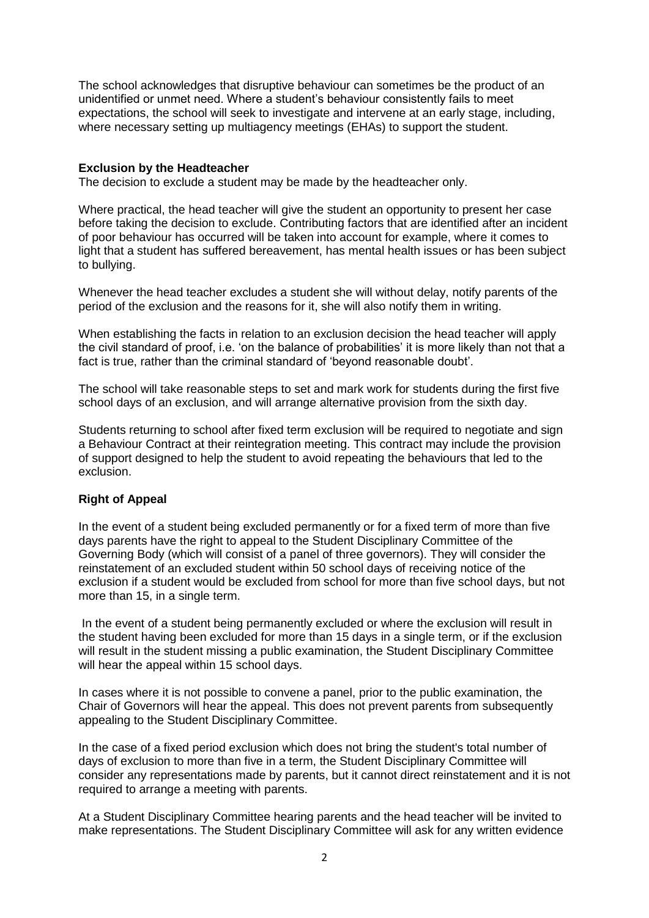The school acknowledges that disruptive behaviour can sometimes be the product of an unidentified or unmet need. Where a student's behaviour consistently fails to meet expectations, the school will seek to investigate and intervene at an early stage, including, where necessary setting up multiagency meetings (EHAs) to support the student.

**Exclusion by the Headteacher**

The decision to exclude a student may be made by the headteacher only.

Where practical, the head teacher will give the student an opportunity to present her case before taking the decision to exclude. Contributing factors that are identified after an incident of poor behaviour has occurred will be taken into account for example, where it comes to light that a student has suffered bereavement, has mental health issues or has been subject to bullying.

Whenever the head teacher excludes a student she will without delay, notify parents of the period of the exclusion and the reasons for it, she will also notify them in writing.

When establishing the facts in relation to an exclusion decision the head teacher will apply the civil standard of proof, i.e. 'on the balance of probabilities' it is more likely than not that a fact is true, rather than the criminal standard of 'beyond reasonable doubt'.

The school will take reasonable steps to set and mark work for students during the first five school days of an exclusion, and will arrange alternative provision from the sixth day.

Students returning to school after fixed term exclusion will be required to negotiate and sign a Behaviour Contract at their reintegration meeting. This contract may include the provision of support designed to help the student to avoid repeating the behaviours that led to the exclusion.

**Right of Appeal**

In the event of a student being excluded permanently or for a fixed term of more than five days parents have the right to appeal to the Student Disciplinary Committee of the Governing Body (which will consist of a panel of three governors). They will consider the reinstatement of an excluded student within 50 school days of receiving notice of the exclusion if a student would be excluded from school for more than five school days, but not more than 15, in a single term.

In the event of a student being permanently excluded or where the exclusion will result in the student having been excluded for more than 15 days in a single term, or if the exclusion will result in the student missing a public examination, the Student Disciplinary Committee will hear the appeal within 15 school days.

In cases where it is not possible to convene a panel, prior to the public examination, the Chair of Governors will hear the appeal. This does not prevent parents from subsequently appealing to the Student Disciplinary Committee.

In the case of a fixed period exclusion which does not bring the student's total number of days of exclusion to more than five in a term, the Student Disciplinary Committee will consider any representations made by parents, but it cannot direct reinstatement and it is not required to arrange a meeting with parents.

At a Student Disciplinary Committee hearing parents and the head teacher will be invited to make representations. The Student Disciplinary Committee will ask for any written evidence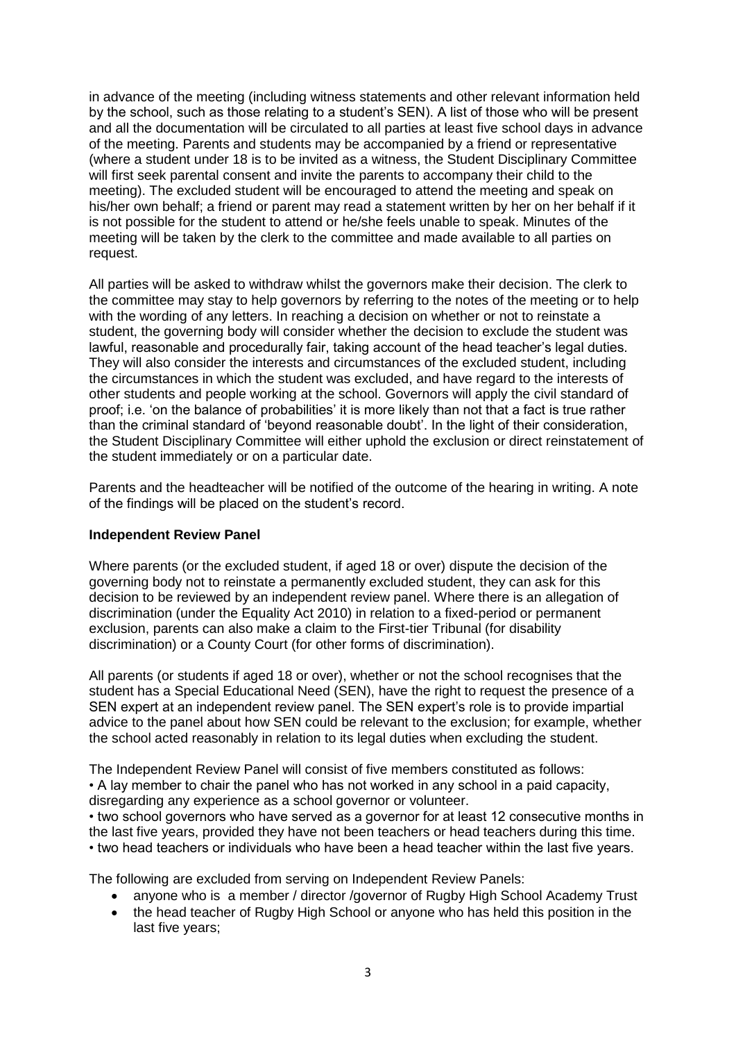in advance of the meeting (including witness statements and other relevant information held by the school, such as those relating to a student's SEN). A list of those who will be present and all the documentation will be circulated to all parties at least five school days in advance of the meeting. Parents and students may be accompanied by a friend or representative (where a student under 18 is to be invited as a witness, the Student Disciplinary Committee will first seek parental consent and invite the parents to accompany their child to the meeting). The excluded student will be encouraged to attend the meeting and speak on his/her own behalf; a friend or parent may read a statement written by her on her behalf if it is not possible for the student to attend or he/she feels unable to speak. Minutes of the meeting will be taken by the clerk to the committee and made available to all parties on request.

All parties will be asked to withdraw whilst the governors make their decision. The clerk to the committee may stay to help governors by referring to the notes of the meeting or to help with the wording of any letters. In reaching a decision on whether or not to reinstate a student, the governing body will consider whether the decision to exclude the student was lawful, reasonable and procedurally fair, taking account of the head teacher's legal duties. They will also consider the interests and circumstances of the excluded student, including the circumstances in which the student was excluded, and have regard to the interests of other students and people working at the school. Governors will apply the civil standard of proof; i.e. 'on the balance of probabilities' it is more likely than not that a fact is true rather than the criminal standard of 'beyond reasonable doubt'. In the light of their consideration, the Student Disciplinary Committee will either uphold the exclusion or direct reinstatement of the student immediately or on a particular date.

Parents and the headteacher will be notified of the outcome of the hearing in writing. A note of the findings will be placed on the student's record.

**Independent Review Panel**

Where parents (or the excluded student, if aged 18 or over) dispute the decision of the governing body not to reinstate a permanently excluded student, they can ask for this decision to be reviewed by an independent review panel. Where there is an allegation of discrimination (under the Equality Act 2010) in relation to a fixed-period or permanent exclusion, parents can also make a claim to the First-tier Tribunal (for disability discrimination) or a County Court (for other forms of discrimination).

All parents (or students if aged 18 or over), whether or not the school recognises that the student has a Special Educational Need (SEN), have the right to request the presence of a SEN expert at an independent review panel. The SEN expert's role is to provide impartial advice to the panel about how SEN could be relevant to the exclusion; for example, whether the school acted reasonably in relation to its legal duties when excluding the student.

The Independent Review Panel will consist of five members constituted as follows:

• A lay member to chair the panel who has not worked in any school in a paid capacity, disregarding any experience as a school governor or volunteer.

• two school governors who have served as a governor for at least 12 consecutive months in the last five years, provided they have not been teachers or head teachers during this time.

• two head teachers or individuals who have been a head teacher within the last five years.

The following are excluded from serving on Independent Review Panels:

- anyone who is a member / director /governor of Rugby High School Academy Trust
- the head teacher of Rugby High School or anyone who has held this position in the last five years;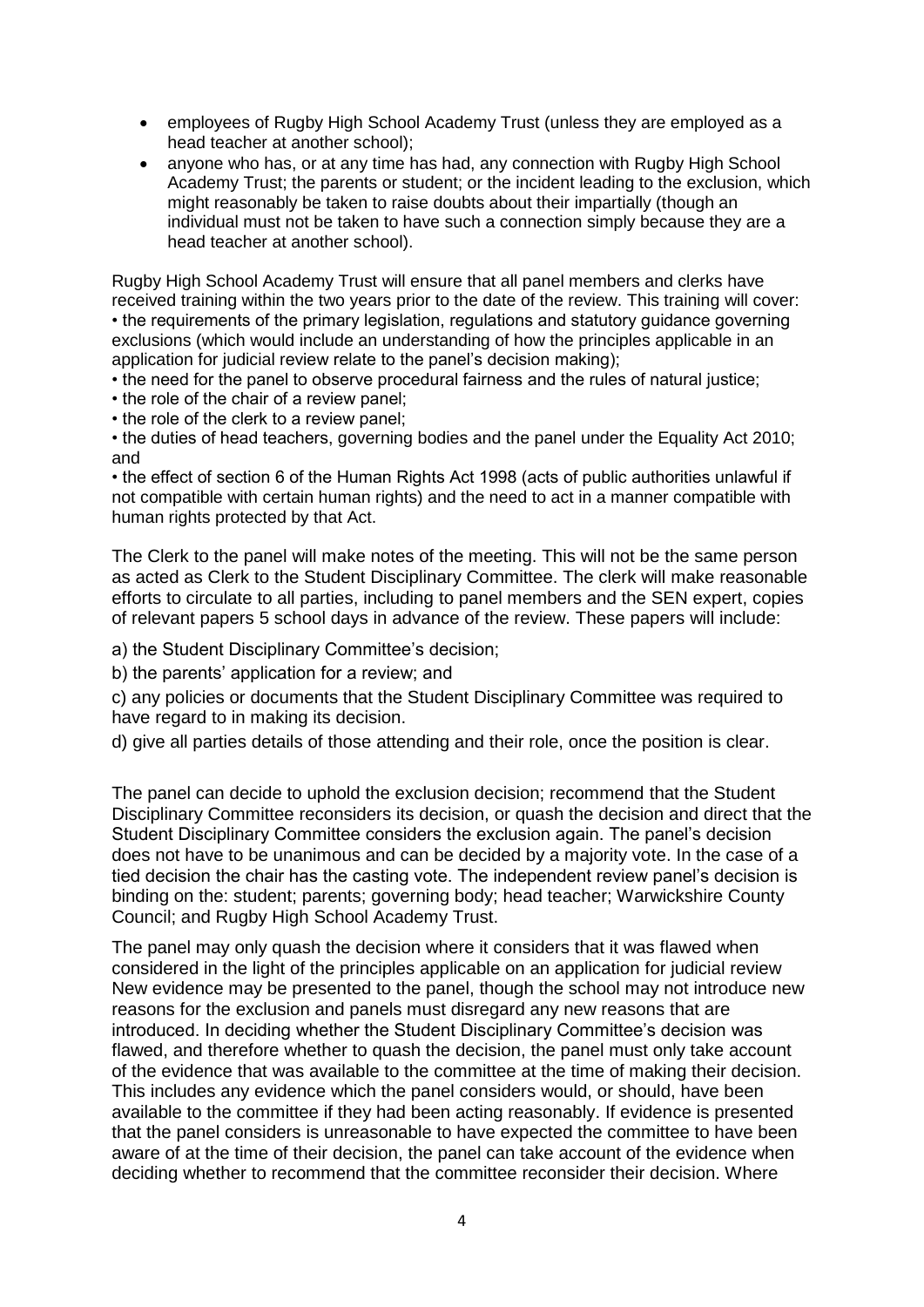- employees of Rugby High School Academy Trust (unless they are employed as a head teacher at another school);
- anyone who has, or at any time has had, any connection with Rugby High School Academy Trust; the parents or student; or the incident leading to the exclusion, which might reasonably be taken to raise doubts about their impartially (though an individual must not be taken to have such a connection simply because they are a head teacher at another school).

Rugby High School Academy Trust will ensure that all panel members and clerks have received training within the two years prior to the date of the review. This training will cover:
• the requirements of the primary legislation, regulations and statutory guidance governing exclusions (which would include an understanding of how the principles applicable in an application for judicial review relate to the panel's decision making);
• the need for the panel to observe procedural fairness and the rules of natural justice;
• the role of the chair of a review panel;
• the role of the clerk to a review panel;
• the duties of head teachers, governing bodies and the panel under the Equality Act 2010; and
• the effect of section 6 of the Human Rights Act 1998 (acts of public authorities unlawful if not compatible with certain human rights) and the need to act in a manner compatible with human rights protected by that Act.

The Clerk to the panel will make notes of the meeting. This will not be the same person as acted as Clerk to the Student Disciplinary Committee. The clerk will make reasonable efforts to circulate to all parties, including to panel members and the SEN expert, copies of relevant papers 5 school days in advance of the review. These papers will include:

a) the Student Disciplinary Committee's decision;

b) the parents' application for a review; and

c) any policies or documents that the Student Disciplinary Committee was required to have regard to in making its decision.

d) give all parties details of those attending and their role, once the position is clear.

The panel can decide to uphold the exclusion decision; recommend that the Student Disciplinary Committee reconsiders its decision, or quash the decision and direct that the Student Disciplinary Committee considers the exclusion again. The panel's decision does not have to be unanimous and can be decided by a majority vote. In the case of a tied decision the chair has the casting vote. The independent review panel's decision is binding on the: student; parents; governing body; head teacher; Warwickshire County Council; and Rugby High School Academy Trust.

The panel may only quash the decision where it considers that it was flawed when considered in the light of the principles applicable on an application for judicial review New evidence may be presented to the panel, though the school may not introduce new reasons for the exclusion and panels must disregard any new reasons that are introduced. In deciding whether the Student Disciplinary Committee's decision was flawed, and therefore whether to quash the decision, the panel must only take account of the evidence that was available to the committee at the time of making their decision. This includes any evidence which the panel considers would, or should, have been available to the committee if they had been acting reasonably. If evidence is presented that the panel considers is unreasonable to have expected the committee to have been aware of at the time of their decision, the panel can take account of the evidence when deciding whether to recommend that the committee reconsider their decision. Where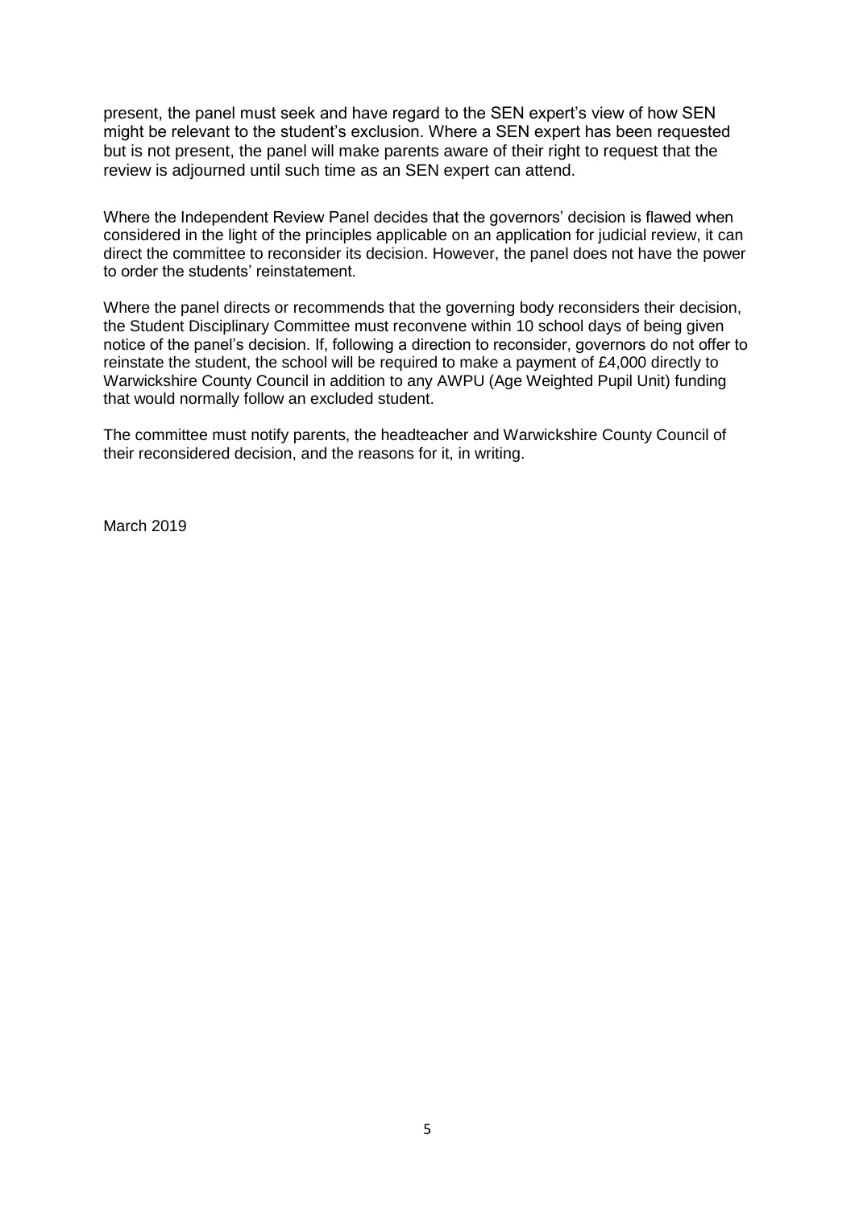present, the panel must seek and have regard to the SEN expert's view of how SEN might be relevant to the student's exclusion. Where a SEN expert has been requested but is not present, the panel will make parents aware of their right to request that the review is adjourned until such time as an SEN expert can attend.

Where the Independent Review Panel decides that the governors' decision is flawed when considered in the light of the principles applicable on an application for judicial review, it can direct the committee to reconsider its decision. However, the panel does not have the power to order the students' reinstatement.

Where the panel directs or recommends that the governing body reconsiders their decision, the Student Disciplinary Committee must reconvene within 10 school days of being given notice of the panel's decision. If, following a direction to reconsider, governors do not offer to reinstate the student, the school will be required to make a payment of £4,000 directly to Warwickshire County Council in addition to any AWPU (Age Weighted Pupil Unit) funding that would normally follow an excluded student.

The committee must notify parents, the headteacher and Warwickshire County Council of their reconsidered decision, and the reasons for it, in writing.

March 2019